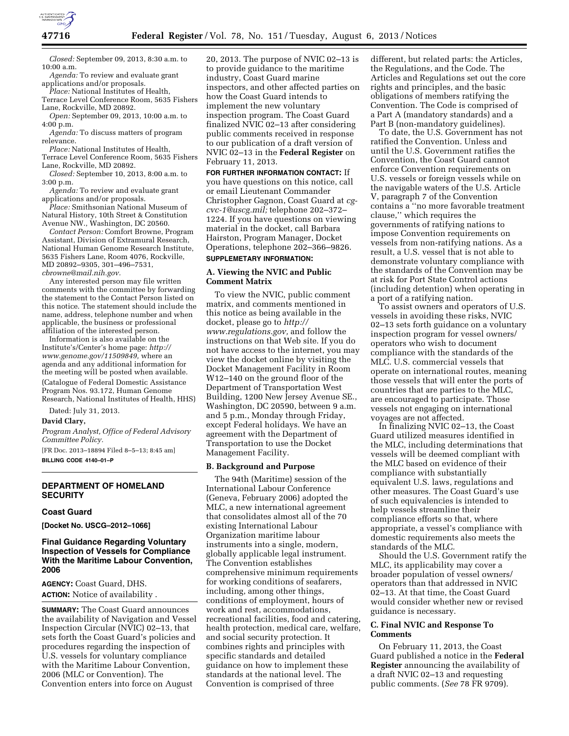*Closed:* September 09, 2013, 8:30 a.m. to 10:00 a.m.

*Agenda:* To review and evaluate grant applications and/or proposals.

*Place:* National Institutes of Health, Terrace Level Conference Room, 5635 Fishers Lane, Rockville, MD 20892.

*Open:* September 09, 2013, 10:00 a.m. to 4:00 p.m.

*Agenda:* To discuss matters of program relevance.

*Place:* National Institutes of Health, Terrace Level Conference Room, 5635 Fishers Lane, Rockville, MD 20892.

*Closed:* September 10, 2013, 8:00 a.m. to 3:00 p.m.

*Agenda:* To review and evaluate grant applications and/or proposals.

*Place:* Smithsonian National Museum of Natural History, 10th Street & Constitution Avenue NW., Washington, DC 20560.

*Contact Person:* Comfort Browne, Program Assistant, Division of Extramural Research, National Human Genome Research Institute, 5635 Fishers Lane, Room 4076, Rockville, MD 20892–9305, 301–496–7531, *cbrowne@mail.nih.gov.*

Any interested person may file written comments with the committee by forwarding the statement to the Contact Person listed on this notice. The statement should include the name, address, telephone number and when applicable, the business or professional affiliation of the interested person.

Information is also available on the Institute's/Center's home page: *http://www.genome.gov/11509849,* where an agenda and any additional information for the meeting will be posted when available.

(Catalogue of Federal Domestic Assistance Program Nos. 93.172, Human Genome Research, National Institutes of Health, HHS)

Dated: July 31, 2013.

**David Clary,**

*Program Analyst, Office of Federal Advisory Committee Policy.*

[FR Doc. 2013–18894 Filed 8–5–13; 8:45 am]

**BILLING CODE 4140–01–P**

---

## DEPARTMENT OF HOMELAND SECURITY

### Coast Guard

**[Docket No. USCG–2012–1066]**

### Final Guidance Regarding Voluntary Inspection of Vessels for Compliance With the Maritime Labour Convention, 2006

**AGENCY:** Coast Guard, DHS.

**ACTION:** Notice of availability .

**SUMMARY:** The Coast Guard announces the availability of Navigation and Vessel Inspection Circular (NVIC) 02–13, that sets forth the Coast Guard's policies and procedures regarding the inspection of U.S. vessels for voluntary compliance with the Maritime Labour Convention, 2006 (MLC or Convention). The Convention enters into force on August 20, 2013. The purpose of NVIC 02–13 is to provide guidance to the maritime industry, Coast Guard marine inspectors, and other affected parties on how the Coast Guard intends to implement the new voluntary inspection program. The Coast Guard finalized NVIC 02–13 after considering public comments received in response to our publication of a draft version of NVIC 02–13 in the **Federal Register** on February 11, 2013.

**FOR FURTHER INFORMATION CONTACT:** If you have questions on this notice, call or email Lieutenant Commander Christopher Gagnon, Coast Guard at *cg-cvc-1@uscg.mil;* telephone 202–372–1224. If you have questions on viewing material in the docket, call Barbara Hairston, Program Manager, Docket Operations, telephone 202–366–9826.

**SUPPLEMETARY INFORMATION:**

#### A. Viewing the NVIC and Public Comment Matrix

To view the NVIC, public comment matrix, and comments mentioned in this notice as being available in the docket, please go to *http://www.regulations.gov,* and follow the instructions on that Web site. If you do not have access to the internet, you may view the docket online by visiting the Docket Management Facility in Room W12–140 on the ground floor of the Department of Transportation West Building, 1200 New Jersey Avenue SE., Washington, DC 20590, between 9 a.m. and 5 p.m., Monday through Friday, except Federal holidays. We have an agreement with the Department of Transportation to use the Docket Management Facility.

#### B. Background and Purpose

The 94th (Maritime) session of the International Labour Conference (Geneva, February 2006) adopted the MLC, a new international agreement that consolidates almost all of the 70 existing International Labour Organization maritime labour instruments into a single, modern, globally applicable legal instrument. The Convention establishes comprehensive minimum requirements for working conditions of seafarers, including, among other things, conditions of employment, hours of work and rest, accommodations, recreational facilities, food and catering, health protection, medical care, welfare, and social security protection. It combines rights and principles with specific standards and detailed guidance on how to implement these standards at the national level. The Convention is comprised of three different, but related parts: the Articles, the Regulations, and the Code. The Articles and Regulations set out the core rights and principles, and the basic obligations of members ratifying the Convention. The Code is comprised of a Part A (mandatory standards) and a Part B (non-mandatory guidelines).

To date, the U.S. Government has not ratified the Convention. Unless and until the U.S. Government ratifies the Convention, the Coast Guard cannot enforce Convention requirements on U.S. vessels or foreign vessels while on the navigable waters of the U.S. Article V, paragraph 7 of the Convention contains a ''no more favorable treatment clause,'' which requires the governments of ratifying nations to impose Convention requirements on vessels from non-ratifying nations. As a result, a U.S. vessel that is not able to demonstrate voluntary compliance with the standards of the Convention may be at risk for Port State Control actions (including detention) when operating in a port of a ratifying nation.

To assist owners and operators of U.S. vessels in avoiding these risks, NVIC 02–13 sets forth guidance on a voluntary inspection program for vessel owners/operators who wish to document compliance with the standards of the MLC. U.S. commercial vessels that operate on international routes, meaning those vessels that will enter the ports of countries that are parties to the MLC, are encouraged to participate. Those vessels not engaging on international voyages are not affected.

In finalizing NVIC 02–13, the Coast Guard utilized measures identified in the MLC, including determinations that vessels will be deemed compliant with the MLC based on evidence of their compliance with substantially equivalent U.S. laws, regulations and other measures. The Coast Guard's use of such equivalencies is intended to help vessels streamline their compliance efforts so that, where appropriate, a vessel's compliance with domestic requirements also meets the standards of the MLC.

Should the U.S. Government ratify the MLC, its applicability may cover a broader population of vessel owners/operators than that addressed in NVIC 02–13. At that time, the Coast Guard would consider whether new or revised guidance is necessary.

#### C. Final NVIC and Response To Comments

On February 11, 2013, the Coast Guard published a notice in the **Federal Register** announcing the availability of a draft NVIC 02–13 and requesting public comments. (*See* 78 FR 9709).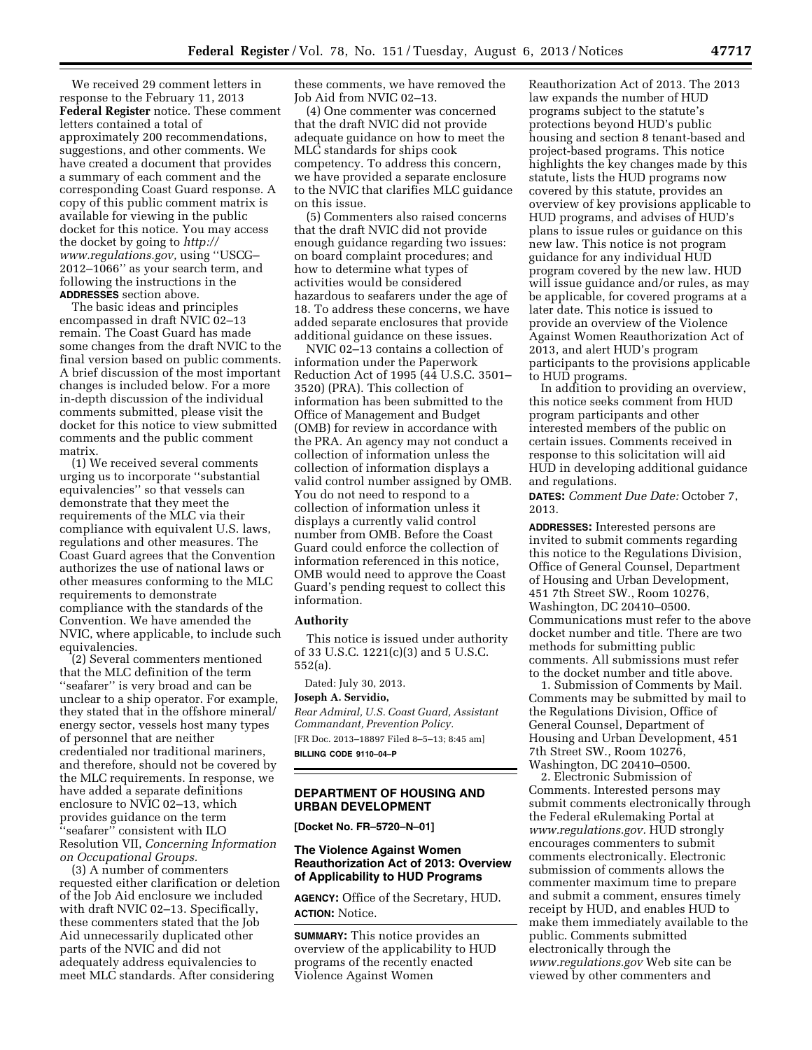We received 29 comment letters in response to the February 11, 2013 **Federal Register** notice. These comment letters contained a total of approximately 200 recommendations, suggestions, and other comments. We have created a document that provides a summary of each comment and the corresponding Coast Guard response. A copy of this public comment matrix is available for viewing in the public docket for this notice. You may access the docket by going to *http://www.regulations.gov,* using ''USCG–2012–1066'' as your search term, and following the instructions in the **ADDRESSES** section above.

The basic ideas and principles encompassed in draft NVIC 02–13 remain. The Coast Guard has made some changes from the draft NVIC to the final version based on public comments. A brief discussion of the most important changes is included below. For a more in-depth discussion of the individual comments submitted, please visit the docket for this notice to view submitted comments and the public comment matrix.

(1) We received several comments urging us to incorporate ''substantial equivalencies'' so that vessels can demonstrate that they meet the requirements of the MLC via their compliance with equivalent U.S. laws, regulations and other measures. The Coast Guard agrees that the Convention authorizes the use of national laws or other measures conforming to the MLC requirements to demonstrate compliance with the standards of the Convention. We have amended the NVIC, where applicable, to include such equivalencies.

(2) Several commenters mentioned that the MLC definition of the term ''seafarer'' is very broad and can be unclear to a ship operator. For example, they stated that in the offshore mineral/energy sector, vessels host many types of personnel that are neither credentialed nor traditional mariners, and therefore, should not be covered by the MLC requirements. In response, we have added a separate definitions enclosure to NVIC 02–13, which provides guidance on the term ''seafarer'' consistent with ILO Resolution VII, *Concerning Information on Occupational Groups.*

(3) A number of commenters requested either clarification or deletion of the Job Aid enclosure we included with draft NVIC 02–13. Specifically, these commenters stated that the Job Aid unnecessarily duplicated other parts of the NVIC and did not adequately address equivalencies to meet MLC standards. After considering these comments, we have removed the Job Aid from NVIC 02–13.

(4) One commenter was concerned that the draft NVIC did not provide adequate guidance on how to meet the MLC standards for ships cook competency. To address this concern, we have provided a separate enclosure to the NVIC that clarifies MLC guidance on this issue.

(5) Commenters also raised concerns that the draft NVIC did not provide enough guidance regarding two issues: on board complaint procedures; and how to determine what types of activities would be considered hazardous to seafarers under the age of 18. To address these concerns, we have added separate enclosures that provide additional guidance on these issues.

NVIC 02–13 contains a collection of information under the Paperwork Reduction Act of 1995 (44 U.S.C. 3501–3520) (PRA). This collection of information has been submitted to the Office of Management and Budget (OMB) for review in accordance with the PRA. An agency may not conduct a collection of information unless the collection of information displays a valid control number assigned by OMB. You do not need to respond to a collection of information unless it displays a currently valid control number from OMB. Before the Coast Guard could enforce the collection of information referenced in this notice, OMB would need to approve the Coast Guard's pending request to collect this information.

## Authority

This notice is issued under authority of 33 U.S.C. 1221(c)(3) and 5 U.S.C. 552(a).

Dated: July 30, 2013.

**Joseph A. Servidio,**

*Rear Admiral, U.S. Coast Guard, Assistant Commandant, Prevention Policy.*

[FR Doc. 2013–18897 Filed 8–5–13; 8:45 am]

**BILLING CODE 9110–04–P**

## DEPARTMENT OF HOUSING AND URBAN DEVELOPMENT

**[Docket No. FR–5720–N–01]**

### The Violence Against Women Reauthorization Act of 2013: Overview of Applicability to HUD Programs

**AGENCY:** Office of the Secretary, HUD.

**ACTION:** Notice.

**SUMMARY:** This notice provides an overview of the applicability to HUD programs of the recently enacted Violence Against Women Reauthorization Act of 2013. The 2013 law expands the number of HUD programs subject to the statute's protections beyond HUD's public housing and section 8 tenant-based and project-based programs. This notice highlights the key changes made by this statute, lists the HUD programs now covered by this statute, provides an overview of key provisions applicable to HUD programs, and advises of HUD's plans to issue rules or guidance on this new law. This notice is not program guidance for any individual HUD program covered by the new law. HUD will issue guidance and/or rules, as may be applicable, for covered programs at a later date. This notice is issued to provide an overview of the Violence Against Women Reauthorization Act of 2013, and alert HUD's program participants to the provisions applicable to HUD programs.

In addition to providing an overview, this notice seeks comment from HUD program participants and other interested members of the public on certain issues. Comments received in response to this solicitation will aid HUD in developing additional guidance and regulations.

**DATES:** *Comment Due Date:* October 7, 2013.

**ADDRESSES:** Interested persons are invited to submit comments regarding this notice to the Regulations Division, Office of General Counsel, Department of Housing and Urban Development, 451 7th Street SW., Room 10276, Washington, DC 20410–0500. Communications must refer to the above docket number and title. There are two methods for submitting public comments. All submissions must refer to the docket number and title above.

1. Submission of Comments by Mail. Comments may be submitted by mail to the Regulations Division, Office of General Counsel, Department of Housing and Urban Development, 451 7th Street SW., Room 10276, Washington, DC 20410–0500.

2. Electronic Submission of Comments. Interested persons may submit comments electronically through the Federal eRulemaking Portal at *www.regulations.gov.* HUD strongly encourages commenters to submit comments electronically. Electronic submission of comments allows the commenter maximum time to prepare and submit a comment, ensures timely receipt by HUD, and enables HUD to make them immediately available to the public. Comments submitted electronically through the *www.regulations.gov* Web site can be viewed by other commenters and